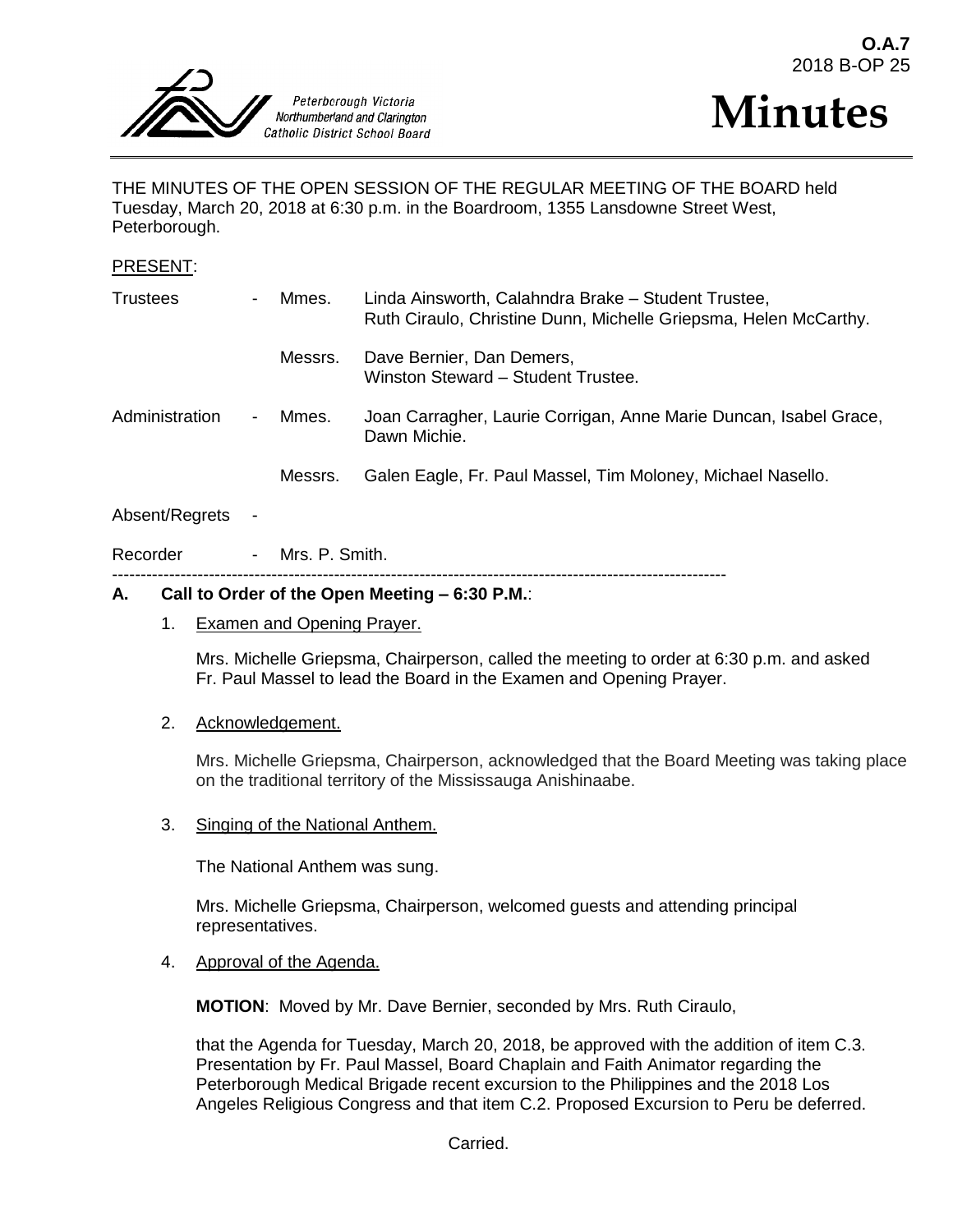**O.A.7**
2018 B-OP 25

Peterborough Victoria Northumberland and Clarington Catholic District School Board

# Minutes

THE MINUTES OF THE OPEN SESSION OF THE REGULAR MEETING OF THE BOARD held Tuesday, March 20, 2018 at 6:30 p.m. in the Boardroom, 1355 Lansdowne Street West, Peterborough.

PRESENT:

| | | | |
|---|---|---|---|
| Trustees | - | Mmes. | Linda Ainsworth, Calahndra Brake – Student Trustee, Ruth Ciraulo, Christine Dunn, Michelle Griepsma, Helen McCarthy. |
| | | Messrs. | Dave Bernier, Dan Demers, Winston Steward – Student Trustee. |
| Administration | - | Mmes. | Joan Carragher, Laurie Corrigan, Anne Marie Duncan, Isabel Grace, Dawn Michie. |
| | | Messrs. | Galen Eagle, Fr. Paul Massel, Tim Moloney, Michael Nasello. |
| Absent/Regrets | - | | |
| Recorder | - | Mrs. P. Smith. | |

---

## A. Call to Order of the Open Meeting – 6:30 P.M.:

1. Examen and Opening Prayer.

   Mrs. Michelle Griepsma, Chairperson, called the meeting to order at 6:30 p.m. and asked Fr. Paul Massel to lead the Board in the Examen and Opening Prayer.

2. Acknowledgement.

   Mrs. Michelle Griepsma, Chairperson, acknowledged that the Board Meeting was taking place on the traditional territory of the Mississauga Anishinaabe.

3. Singing of the National Anthem.

   The National Anthem was sung.

   Mrs. Michelle Griepsma, Chairperson, welcomed guests and attending principal representatives.

4. Approval of the Agenda.

   **MOTION**: Moved by Mr. Dave Bernier, seconded by Mrs. Ruth Ciraulo,

   that the Agenda for Tuesday, March 20, 2018, be approved with the addition of item C.3. Presentation by Fr. Paul Massel, Board Chaplain and Faith Animator regarding the Peterborough Medical Brigade recent excursion to the Philippines and the 2018 Los Angeles Religious Congress and that item C.2. Proposed Excursion to Peru be deferred.

   Carried.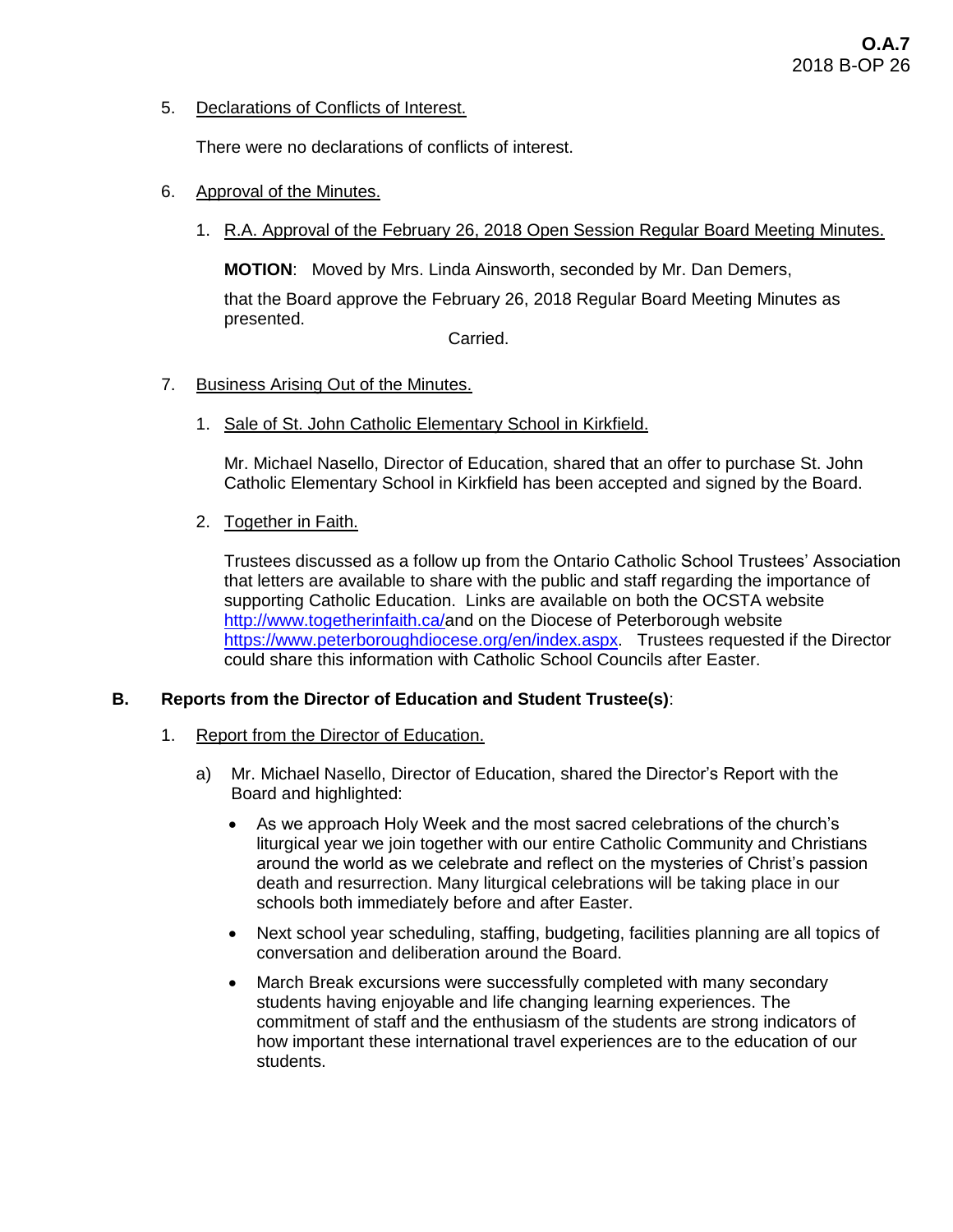5. Declarations of Conflicts of Interest.

   There were no declarations of conflicts of interest.

6. Approval of the Minutes.

   1. R.A. Approval of the February 26, 2018 Open Session Regular Board Meeting Minutes.

      **MOTION**: Moved by Mrs. Linda Ainsworth, seconded by Mr. Dan Demers,

      that the Board approve the February 26, 2018 Regular Board Meeting Minutes as presented.

      Carried.

7. Business Arising Out of the Minutes.

   1. Sale of St. John Catholic Elementary School in Kirkfield.

      Mr. Michael Nasello, Director of Education, shared that an offer to purchase St. John Catholic Elementary School in Kirkfield has been accepted and signed by the Board.

   2. Together in Faith.

      Trustees discussed as a follow up from the Ontario Catholic School Trustees' Association that letters are available to share with the public and staff regarding the importance of supporting Catholic Education. Links are available on both the OCSTA website http://www.togetherinfaith.ca/and on the Diocese of Peterborough website https://www.peterboroughdiocese.org/en/index.aspx. Trustees requested if the Director could share this information with Catholic School Councils after Easter.

## B. Reports from the Director of Education and Student Trustee(s):

1. Report from the Director of Education.

   a) Mr. Michael Nasello, Director of Education, shared the Director's Report with the Board and highlighted:

   - As we approach Holy Week and the most sacred celebrations of the church's liturgical year we join together with our entire Catholic Community and Christians around the world as we celebrate and reflect on the mysteries of Christ's passion death and resurrection. Many liturgical celebrations will be taking place in our schools both immediately before and after Easter.

   - Next school year scheduling, staffing, budgeting, facilities planning are all topics of conversation and deliberation around the Board.

   - March Break excursions were successfully completed with many secondary students having enjoyable and life changing learning experiences. The commitment of staff and the enthusiasm of the students are strong indicators of how important these international travel experiences are to the education of our students.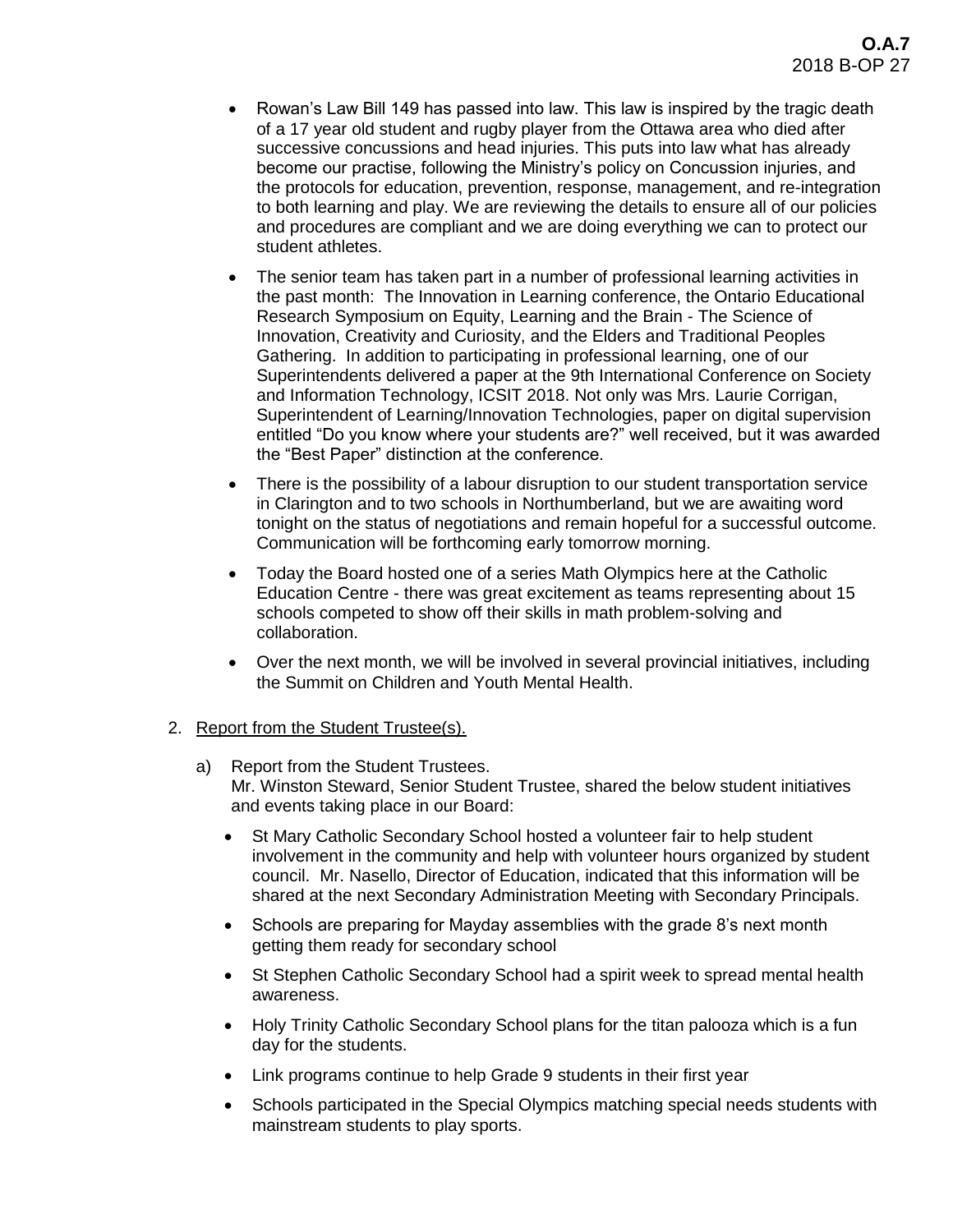- Rowan's Law Bill 149 has passed into law. This law is inspired by the tragic death of a 17 year old student and rugby player from the Ottawa area who died after successive concussions and head injuries. This puts into law what has already become our practise, following the Ministry's policy on Concussion injuries, and the protocols for education, prevention, response, management, and re-integration to both learning and play. We are reviewing the details to ensure all of our policies and procedures are compliant and we are doing everything we can to protect our student athletes.
- The senior team has taken part in a number of professional learning activities in the past month: The Innovation in Learning conference, the Ontario Educational Research Symposium on Equity, Learning and the Brain - The Science of Innovation, Creativity and Curiosity, and the Elders and Traditional Peoples Gathering. In addition to participating in professional learning, one of our Superintendents delivered a paper at the 9th International Conference on Society and Information Technology, ICSIT 2018. Not only was Mrs. Laurie Corrigan, Superintendent of Learning/Innovation Technologies, paper on digital supervision entitled "Do you know where your students are?" well received, but it was awarded the "Best Paper" distinction at the conference.
- There is the possibility of a labour disruption to our student transportation service in Clarington and to two schools in Northumberland, but we are awaiting word tonight on the status of negotiations and remain hopeful for a successful outcome. Communication will be forthcoming early tomorrow morning.
- Today the Board hosted one of a series Math Olympics here at the Catholic Education Centre - there was great excitement as teams representing about 15 schools competed to show off their skills in math problem-solving and collaboration.
- Over the next month, we will be involved in several provincial initiatives, including the Summit on Children and Youth Mental Health.

2. Report from the Student Trustee(s).

   a) Report from the Student Trustees.
   Mr. Winston Steward, Senior Student Trustee, shared the below student initiatives and events taking place in our Board:

   - St Mary Catholic Secondary School hosted a volunteer fair to help student involvement in the community and help with volunteer hours organized by student council. Mr. Nasello, Director of Education, indicated that this information will be shared at the next Secondary Administration Meeting with Secondary Principals.
   - Schools are preparing for Mayday assemblies with the grade 8's next month getting them ready for secondary school
   - St Stephen Catholic Secondary School had a spirit week to spread mental health awareness.
   - Holy Trinity Catholic Secondary School plans for the titan palooza which is a fun day for the students.
   - Link programs continue to help Grade 9 students in their first year
   - Schools participated in the Special Olympics matching special needs students with mainstream students to play sports.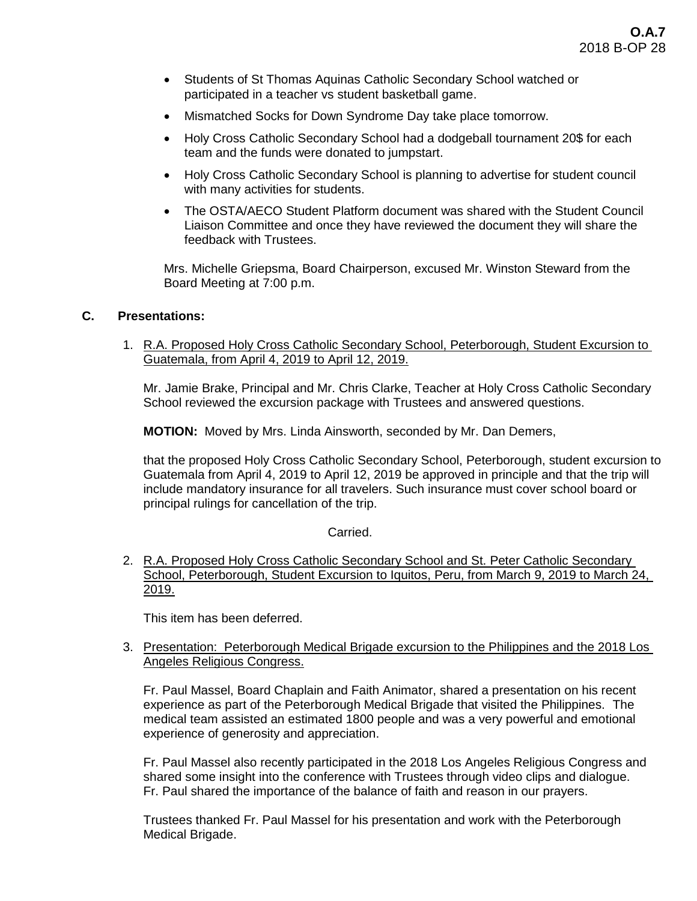- Students of St Thomas Aquinas Catholic Secondary School watched or participated in a teacher vs student basketball game.
- Mismatched Socks for Down Syndrome Day take place tomorrow.
- Holy Cross Catholic Secondary School had a dodgeball tournament 20$ for each team and the funds were donated to jumpstart.
- Holy Cross Catholic Secondary School is planning to advertise for student council with many activities for students.
- The OSTA/AECO Student Platform document was shared with the Student Council Liaison Committee and once they have reviewed the document they will share the feedback with Trustees.

Mrs. Michelle Griepsma, Board Chairperson, excused Mr. Winston Steward from the Board Meeting at 7:00 p.m.

## C. Presentations:

1. R.A. Proposed Holy Cross Catholic Secondary School, Peterborough, Student Excursion to Guatemala, from April 4, 2019 to April 12, 2019.

   Mr. Jamie Brake, Principal and Mr. Chris Clarke, Teacher at Holy Cross Catholic Secondary School reviewed the excursion package with Trustees and answered questions.

   **MOTION:** Moved by Mrs. Linda Ainsworth, seconded by Mr. Dan Demers,

   that the proposed Holy Cross Catholic Secondary School, Peterborough, student excursion to Guatemala from April 4, 2019 to April 12, 2019 be approved in principle and that the trip will include mandatory insurance for all travelers. Such insurance must cover school board or principal rulings for cancellation of the trip.

   Carried.

2. R.A. Proposed Holy Cross Catholic Secondary School and St. Peter Catholic Secondary School, Peterborough, Student Excursion to Iquitos, Peru, from March 9, 2019 to March 24, 2019.

   This item has been deferred.

3. Presentation: Peterborough Medical Brigade excursion to the Philippines and the 2018 Los Angeles Religious Congress.

   Fr. Paul Massel, Board Chaplain and Faith Animator, shared a presentation on his recent experience as part of the Peterborough Medical Brigade that visited the Philippines. The medical team assisted an estimated 1800 people and was a very powerful and emotional experience of generosity and appreciation.

   Fr. Paul Massel also recently participated in the 2018 Los Angeles Religious Congress and shared some insight into the conference with Trustees through video clips and dialogue. Fr. Paul shared the importance of the balance of faith and reason in our prayers.

   Trustees thanked Fr. Paul Massel for his presentation and work with the Peterborough Medical Brigade.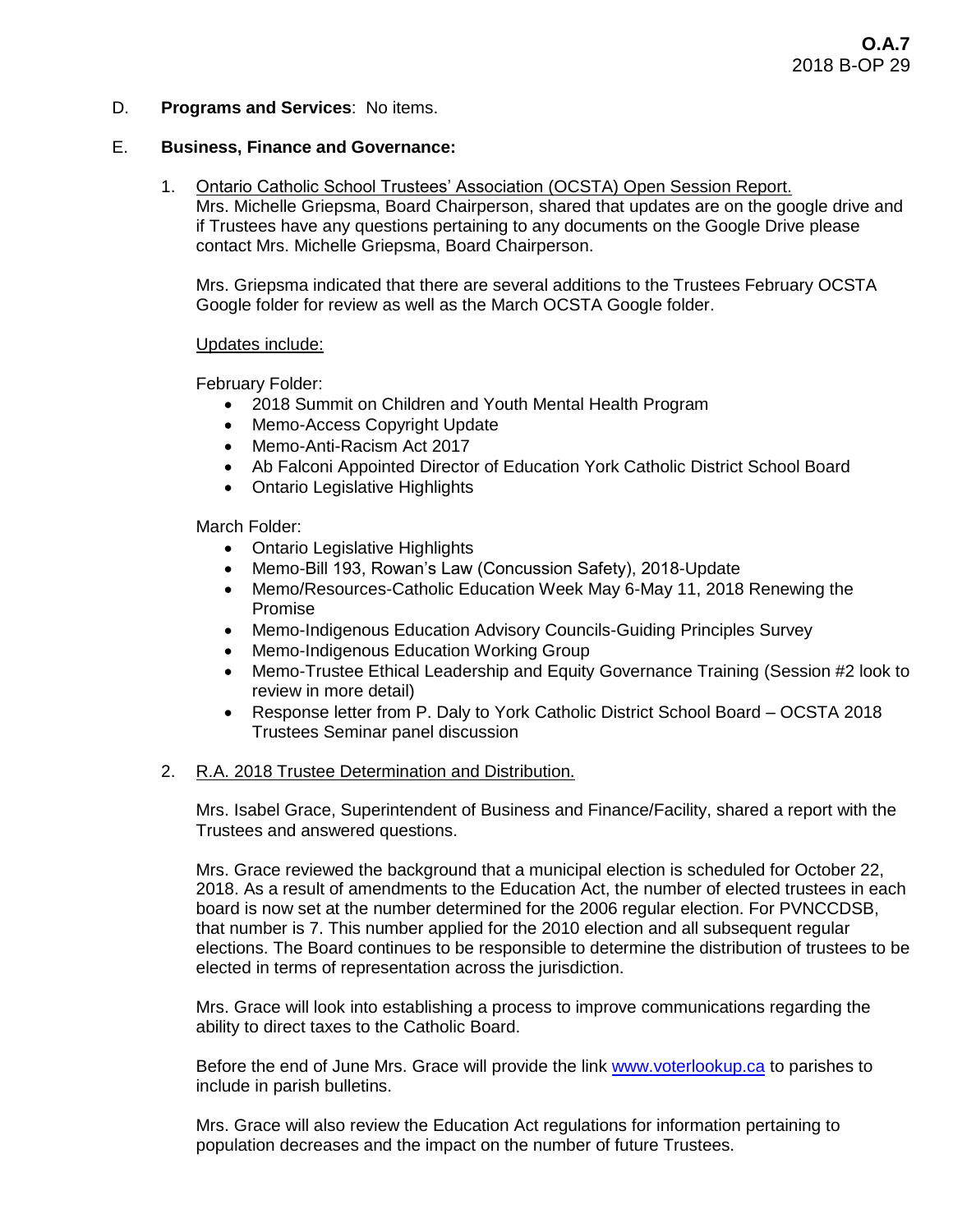D. **Programs and Services**: No items.

E. **Business, Finance and Governance:**

1. Ontario Catholic School Trustees' Association (OCSTA) Open Session Report.
   Mrs. Michelle Griepsma, Board Chairperson, shared that updates are on the google drive and if Trustees have any questions pertaining to any documents on the Google Drive please contact Mrs. Michelle Griepsma, Board Chairperson.

   Mrs. Griepsma indicated that there are several additions to the Trustees February OCSTA Google folder for review as well as the March OCSTA Google folder.

   Updates include:

   February Folder:
   - 2018 Summit on Children and Youth Mental Health Program
   - Memo-Access Copyright Update
   - Memo-Anti-Racism Act 2017
   - Ab Falconi Appointed Director of Education York Catholic District School Board
   - Ontario Legislative Highlights

   March Folder:
   - Ontario Legislative Highlights
   - Memo-Bill 193, Rowan's Law (Concussion Safety), 2018-Update
   - Memo/Resources-Catholic Education Week May 6-May 11, 2018 Renewing the Promise
   - Memo-Indigenous Education Advisory Councils-Guiding Principles Survey
   - Memo-Indigenous Education Working Group
   - Memo-Trustee Ethical Leadership and Equity Governance Training (Session #2 look to review in more detail)
   - Response letter from P. Daly to York Catholic District School Board – OCSTA 2018 Trustees Seminar panel discussion

2. R.A. 2018 Trustee Determination and Distribution.

   Mrs. Isabel Grace, Superintendent of Business and Finance/Facility, shared a report with the Trustees and answered questions.

   Mrs. Grace reviewed the background that a municipal election is scheduled for October 22, 2018. As a result of amendments to the Education Act, the number of elected trustees in each board is now set at the number determined for the 2006 regular election. For PVNCCDSB, that number is 7. This number applied for the 2010 election and all subsequent regular elections. The Board continues to be responsible to determine the distribution of trustees to be elected in terms of representation across the jurisdiction.

   Mrs. Grace will look into establishing a process to improve communications regarding the ability to direct taxes to the Catholic Board.

   Before the end of June Mrs. Grace will provide the link www.voterlookup.ca to parishes to include in parish bulletins.

   Mrs. Grace will also review the Education Act regulations for information pertaining to population decreases and the impact on the number of future Trustees.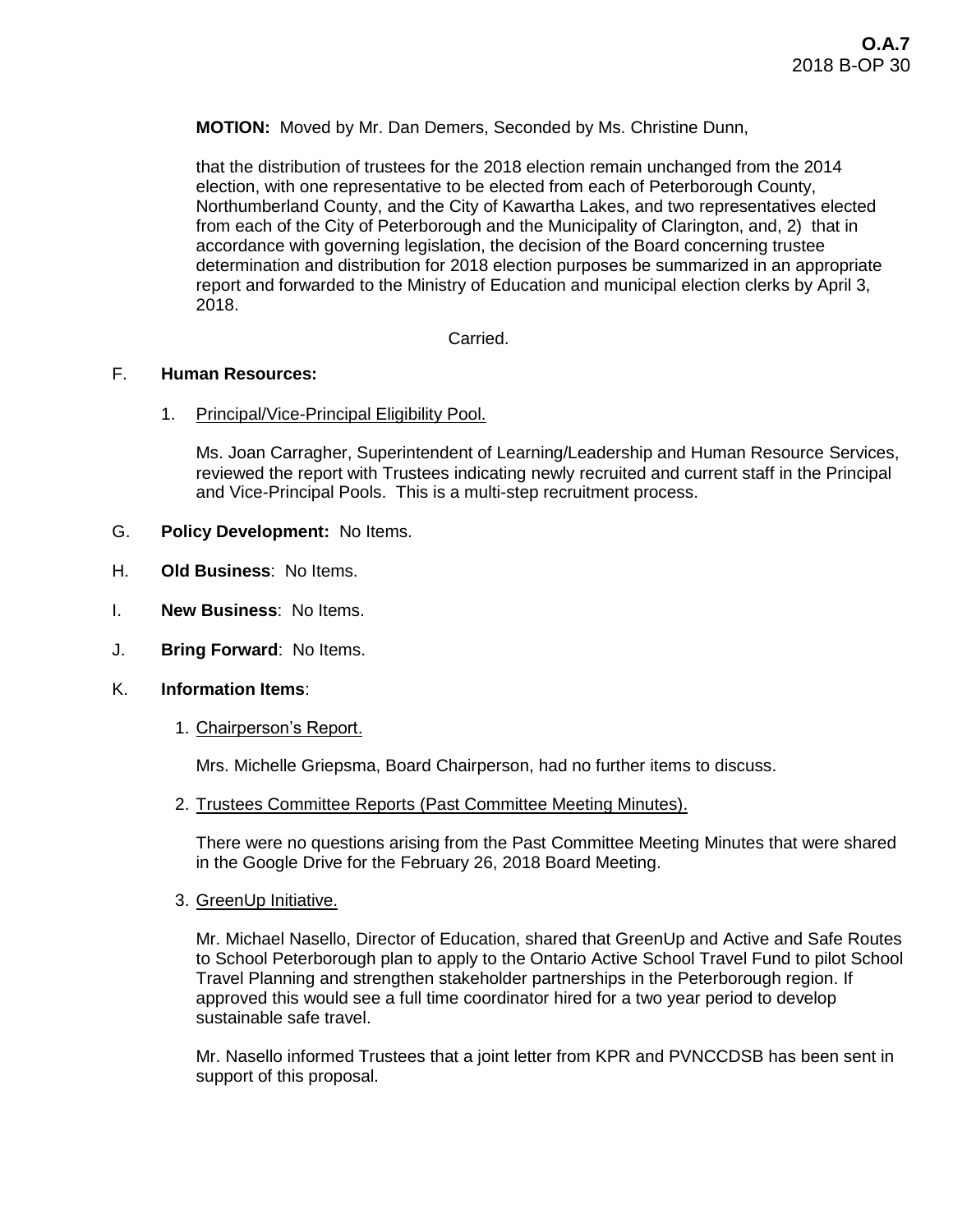**MOTION:** Moved by Mr. Dan Demers, Seconded by Ms. Christine Dunn,

that the distribution of trustees for the 2018 election remain unchanged from the 2014 election, with one representative to be elected from each of Peterborough County, Northumberland County, and the City of Kawartha Lakes, and two representatives elected from each of the City of Peterborough and the Municipality of Clarington, and, 2) that in accordance with governing legislation, the decision of the Board concerning trustee determination and distribution for 2018 election purposes be summarized in an appropriate report and forwarded to the Ministry of Education and municipal election clerks by April 3, 2018.

Carried.

F. **Human Resources:**

1. Principal/Vice-Principal Eligibility Pool.

   Ms. Joan Carragher, Superintendent of Learning/Leadership and Human Resource Services, reviewed the report with Trustees indicating newly recruited and current staff in the Principal and Vice-Principal Pools. This is a multi-step recruitment process.

G. **Policy Development:** No Items.

H. **Old Business**: No Items.

I. **New Business**: No Items.

J. **Bring Forward**: No Items.

K. **Information Items**:

1. Chairperson's Report.

   Mrs. Michelle Griepsma, Board Chairperson, had no further items to discuss.

2. Trustees Committee Reports (Past Committee Meeting Minutes).

   There were no questions arising from the Past Committee Meeting Minutes that were shared in the Google Drive for the February 26, 2018 Board Meeting.

3. GreenUp Initiative.

   Mr. Michael Nasello, Director of Education, shared that GreenUp and Active and Safe Routes to School Peterborough plan to apply to the Ontario Active School Travel Fund to pilot School Travel Planning and strengthen stakeholder partnerships in the Peterborough region. If approved this would see a full time coordinator hired for a two year period to develop sustainable safe travel.

   Mr. Nasello informed Trustees that a joint letter from KPR and PVNCCDSB has been sent in support of this proposal.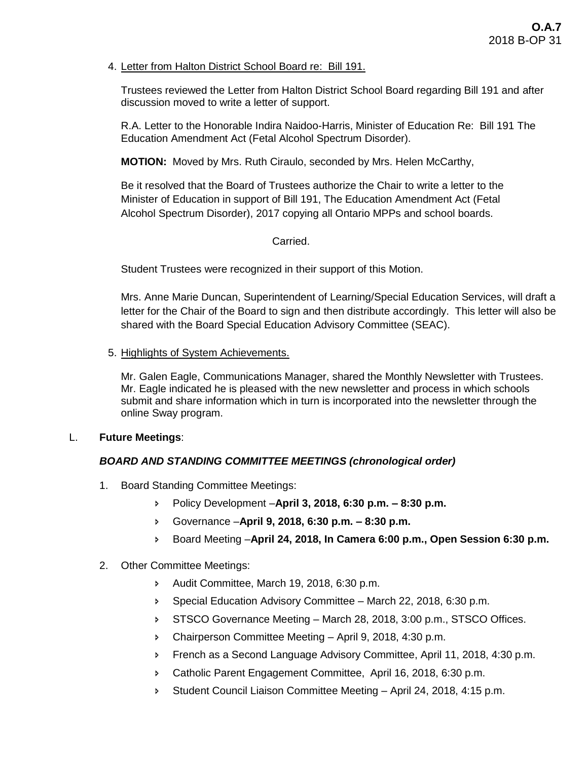4. Letter from Halton District School Board re: Bill 191.

   Trustees reviewed the Letter from Halton District School Board regarding Bill 191 and after discussion moved to write a letter of support.

   R.A. Letter to the Honorable Indira Naidoo-Harris, Minister of Education Re: Bill 191 The Education Amendment Act (Fetal Alcohol Spectrum Disorder).

   **MOTION:** Moved by Mrs. Ruth Ciraulo, seconded by Mrs. Helen McCarthy,

   Be it resolved that the Board of Trustees authorize the Chair to write a letter to the Minister of Education in support of Bill 191, The Education Amendment Act (Fetal Alcohol Spectrum Disorder), 2017 copying all Ontario MPPs and school boards.

   Carried.

   Student Trustees were recognized in their support of this Motion.

   Mrs. Anne Marie Duncan, Superintendent of Learning/Special Education Services, will draft a letter for the Chair of the Board to sign and then distribute accordingly. This letter will also be shared with the Board Special Education Advisory Committee (SEAC).

5. Highlights of System Achievements.

   Mr. Galen Eagle, Communications Manager, shared the Monthly Newsletter with Trustees. Mr. Eagle indicated he is pleased with the new newsletter and process in which schools submit and share information which in turn is incorporated into the newsletter through the online Sway program.

L. **Future Meetings**:

***BOARD AND STANDING COMMITTEE MEETINGS (chronological order)***

1. Board Standing Committee Meetings:
   - Policy Development –**April 3, 2018, 6:30 p.m. – 8:30 p.m.**
   - Governance –**April 9, 2018, 6:30 p.m. – 8:30 p.m.**
   - Board Meeting –**April 24, 2018, In Camera 6:00 p.m., Open Session 6:30 p.m.**

2. Other Committee Meetings:
   - Audit Committee, March 19, 2018, 6:30 p.m.
   - Special Education Advisory Committee – March 22, 2018, 6:30 p.m.
   - STSCO Governance Meeting – March 28, 2018, 3:00 p.m., STSCO Offices.
   - Chairperson Committee Meeting – April 9, 2018, 4:30 p.m.
   - French as a Second Language Advisory Committee, April 11, 2018, 4:30 p.m.
   - Catholic Parent Engagement Committee, April 16, 2018, 6:30 p.m.
   - Student Council Liaison Committee Meeting – April 24, 2018, 4:15 p.m.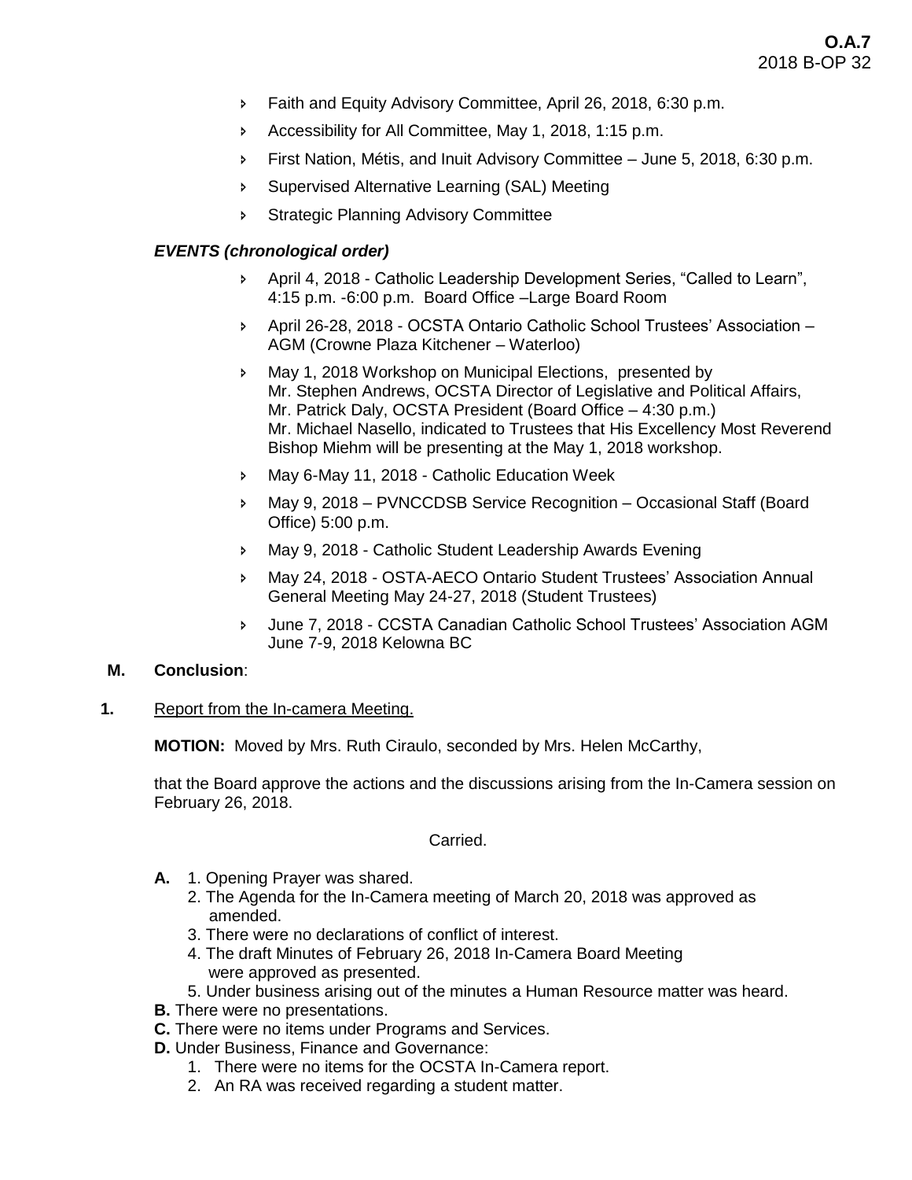- Faith and Equity Advisory Committee, April 26, 2018, 6:30 p.m.
- Accessibility for All Committee, May 1, 2018, 1:15 p.m.
- First Nation, Métis, and Inuit Advisory Committee – June 5, 2018, 6:30 p.m.
- Supervised Alternative Learning (SAL) Meeting
- Strategic Planning Advisory Committee

***EVENTS (chronological order)***

- April 4, 2018 - Catholic Leadership Development Series, "Called to Learn", 4:15 p.m. -6:00 p.m. Board Office –Large Board Room
- April 26-28, 2018 - OCSTA Ontario Catholic School Trustees' Association – AGM (Crowne Plaza Kitchener – Waterloo)
- May 1, 2018 Workshop on Municipal Elections, presented by Mr. Stephen Andrews, OCSTA Director of Legislative and Political Affairs, Mr. Patrick Daly, OCSTA President (Board Office – 4:30 p.m.) Mr. Michael Nasello, indicated to Trustees that His Excellency Most Reverend Bishop Miehm will be presenting at the May 1, 2018 workshop.
- May 6-May 11, 2018 - Catholic Education Week
- May 9, 2018 – PVNCCDSB Service Recognition – Occasional Staff (Board Office) 5:00 p.m.
- May 9, 2018 - Catholic Student Leadership Awards Evening
- May 24, 2018 - OSTA-AECO Ontario Student Trustees' Association Annual General Meeting May 24-27, 2018 (Student Trustees)
- June 7, 2018 - CCSTA Canadian Catholic School Trustees' Association AGM June 7-9, 2018 Kelowna BC

**M. Conclusion**:

**1.** Report from the In-camera Meeting.

**MOTION:** Moved by Mrs. Ruth Ciraulo, seconded by Mrs. Helen McCarthy,

that the Board approve the actions and the discussions arising from the In-Camera session on February 26, 2018.

Carried.

**A.** 1. Opening Prayer was shared.
2. The Agenda for the In-Camera meeting of March 20, 2018 was approved as amended.
3. There were no declarations of conflict of interest.
4. The draft Minutes of February 26, 2018 In-Camera Board Meeting were approved as presented.
5. Under business arising out of the minutes a Human Resource matter was heard.

**B.** There were no presentations.

**C.** There were no items under Programs and Services.

**D.** Under Business, Finance and Governance:
1. There were no items for the OCSTA In-Camera report.
2. An RA was received regarding a student matter.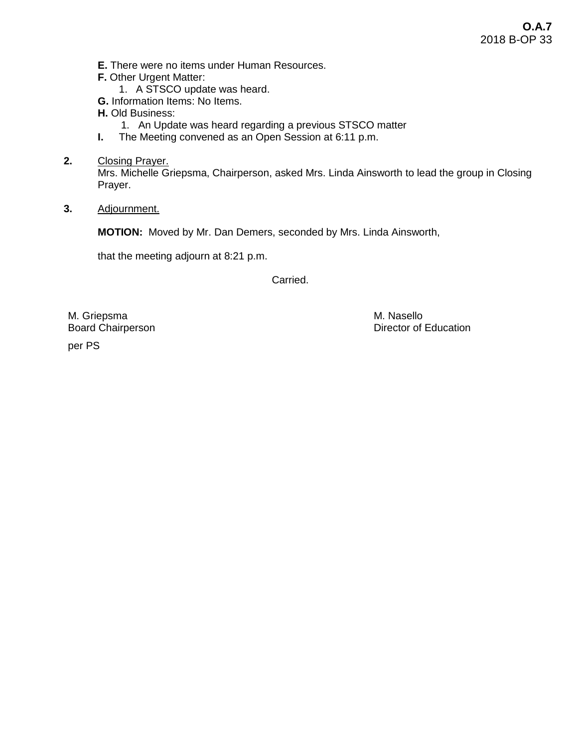**O.A.7**
2018 B-OP 33

**E.** There were no items under Human Resources.

**F.** Other Urgent Matter:

1. A STSCO update was heard.

**G.** Information Items: No Items.

**H.** Old Business:

1. An Update was heard regarding a previous STSCO matter

**I.** The Meeting convened as an Open Session at 6:11 p.m.

**2.** Closing Prayer.

Mrs. Michelle Griepsma, Chairperson, asked Mrs. Linda Ainsworth to lead the group in Closing Prayer.

**3.** Adjournment.

**MOTION:** Moved by Mr. Dan Demers, seconded by Mrs. Linda Ainsworth,

that the meeting adjourn at 8:21 p.m.

Carried.

M. Griepsma
Board Chairperson

M. Nasello
Director of Education

per PS